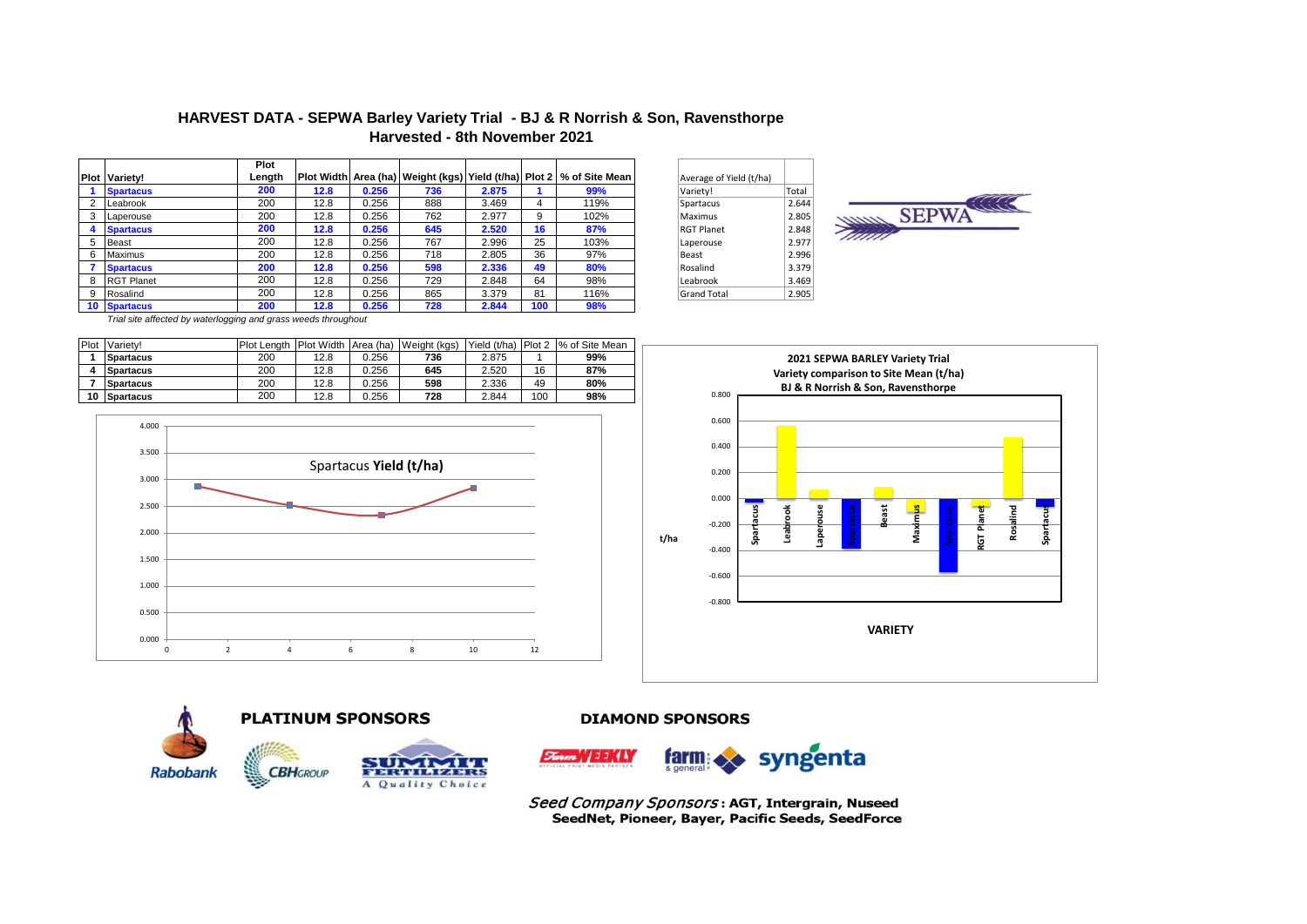# HARVEST DATA - SEPWA Barley Variety Trial - BJ & R Norrish & Son, Ravensthorpe

## Harvested - 8th November 2021

| Plot | Variety! | Plot Length | Plot Width | Area (ha) | Weight (kgs) | Yield (t/ha) | Plot 2 | % of Site Mean |
|---|---|---|---|---|---|---|---|---|
| **1** | **Spartacus** | **200** | **12.8** | **0.256** | **736** | **2.875** | **1** | **99%** |
| 2 | Leabrook | 200 | 12.8 | 0.256 | 888 | 3.469 | 4 | 119% |
| 3 | Laperouse | 200 | 12.8 | 0.256 | 762 | 2.977 | 9 | 102% |
| **4** | **Spartacus** | **200** | **12.8** | **0.256** | **645** | **2.520** | **16** | **87%** |
| 5 | Beast | 200 | 12.8 | 0.256 | 767 | 2.996 | 25 | 103% |
| 6 | Maximus | 200 | 12.8 | 0.256 | 718 | 2.805 | 36 | 97% |
| **7** | **Spartacus** | **200** | **12.8** | **0.256** | **598** | **2.336** | **49** | **80%** |
| 8 | RGT Planet | 200 | 12.8 | 0.256 | 729 | 2.848 | 64 | 98% |
| 9 | Rosalind | 200 | 12.8 | 0.256 | 865 | 3.379 | 81 | 116% |
| **10** | **Spartacus** | **200** | **12.8** | **0.256** | **728** | **2.844** | **100** | **98%** |

*Trial site affected by waterlogging and grass weeds throughout*

| Average of Yield (t/ha) | |
|---|---|
| Variety! | Total |
| Spartacus | 2.644 |
| Maximus | 2.805 |
| RGT Planet | 2.848 |
| Laperouse | 2.977 |
| Beast | 2.996 |
| Rosalind | 3.379 |
| Leabrook | 3.469 |
| Grand Total | 2.905 |

| Plot | Variety! | Plot Length | Plot Width | Area (ha) | Weight (kgs) | Yield (t/ha) | Plot 2 | % of Site Mean |
|---|---|---|---|---|---|---|---|---|
| **1** | **Spartacus** | 200 | 12.8 | 0.256 | **736** | 2.875 | 1 | **99%** |
| **4** | **Spartacus** | 200 | 12.8 | 0.256 | **645** | 2.520 | 16 | **87%** |
| **7** | **Spartacus** | 200 | 12.8 | 0.256 | **598** | 2.336 | 49 | **80%** |
| **10** | **Spartacus** | 200 | 12.8 | 0.256 | **728** | 2.844 | 100 | **98%** |

Spartacus **Yield (t/ha)**

**2021 SEPWA BARLEY Variety Trial**
**Variety comparison to Site Mean (t/ha)**
**BJ & R Norrish & Son, Ravensthorpe**

**PLATINUM SPONSORS** Rabobank, CBH Group, Summit Fertilizers – A Quality Choice

**DIAMOND SPONSORS** Farm Weekly, farm & general, syngenta

*Seed Company Sponsors*: **AGT, Intergrain, Nuseed, SeedNet, Pioneer, Bayer, Pacific Seeds, SeedForce**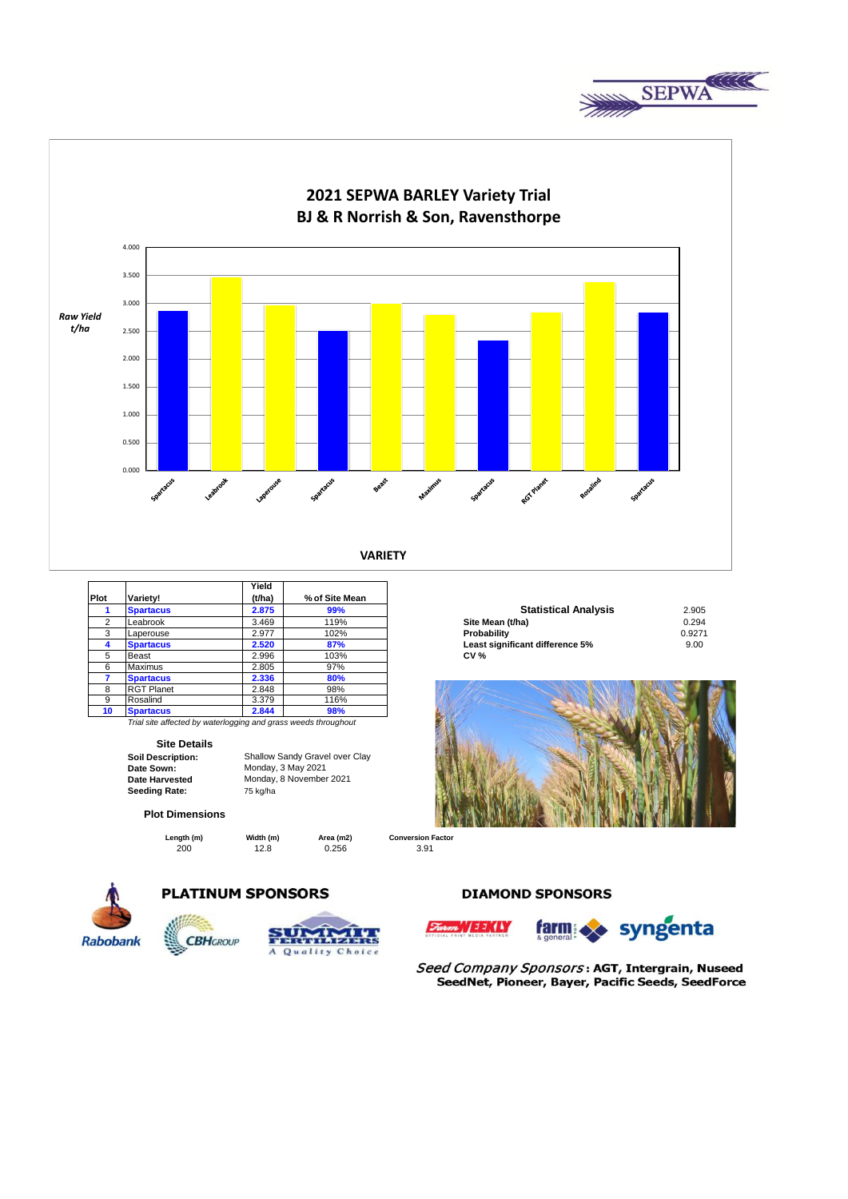# 2021 SEPWA BARLEY Variety Trial

## BJ & R Norrish & Son, Ravensthorpe

| Plot | Variety! | Yield (t/ha) | % of Site Mean |
|---|---|---|---|
| **1** | **Spartacus** | **2.875** | **99%** |
| 2 | Leabrook | 3.469 | 119% |
| 3 | Laperouse | 2.977 | 102% |
| **4** | **Spartacus** | **2.520** | **87%** |
| 5 | Beast | 2.996 | 103% |
| 6 | Maximus | 2.805 | 97% |
| **7** | **Spartacus** | **2.336** | **80%** |
| 8 | RGT Planet | 2.848 | 98% |
| 9 | Rosalind | 3.379 | 116% |
| **10** | **Spartacus** | **2.844** | **98%** |

*Trial site affected by waterlogging and grass weeds throughout*

### Statistical Analysis

| | |
|---|---|
| **Site Mean (t/ha)** | 2.905 |
| **Probability** | 0.294 |
| **Least significant difference 5%** | 0.9271 |
| **CV %** | 9.00 |

### Site Details

| | |
|---|---|
| **Soil Description:** | Shallow Sandy Gravel over Clay |
| **Date Sown:** | Monday, 3 May 2021 |
| **Date Harvested** | Monday, 8 November 2021 |
| **Seeding Rate:** | 75 kg/ha |

### Plot Dimensions

| Length (m) | Width (m) | Area (m2) | Conversion Factor |
|---|---|---|---|
| 200 | 12.8 | 0.256 | 3.91 |

**PLATINUM SPONSORS**

**DIAMOND SPONSORS**

*Seed Company Sponsors*: **AGT, Intergrain, Nuseed SeedNet, Pioneer, Bayer, Pacific Seeds, SeedForce**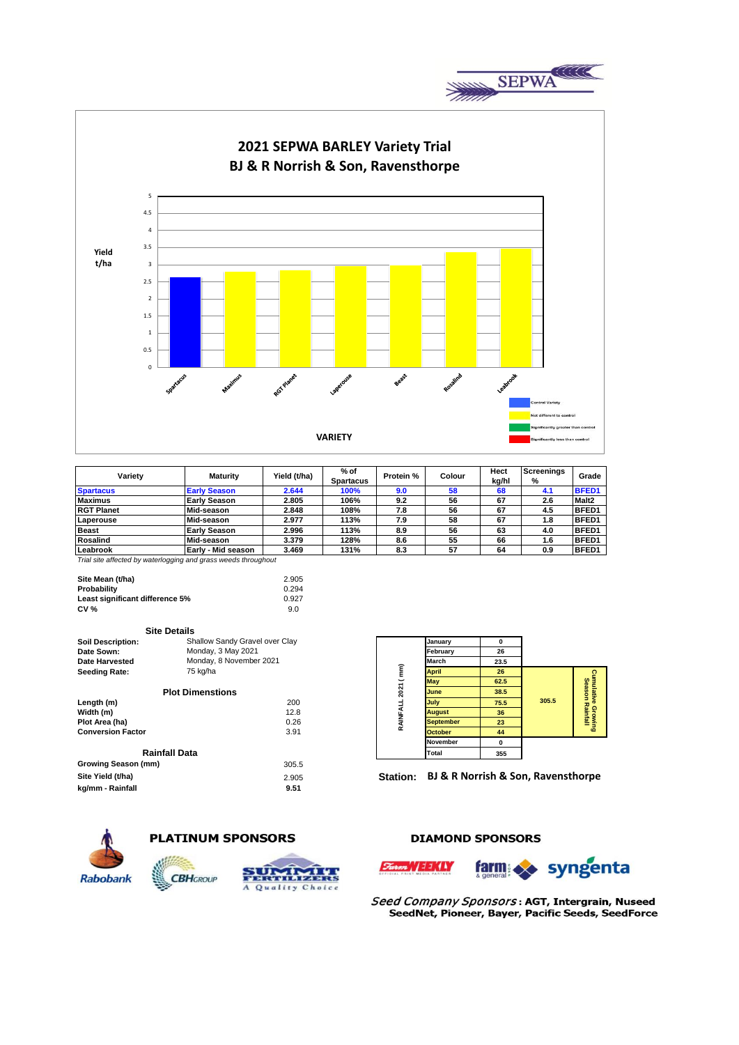SEPWA

## 2021 SEPWA BARLEY Variety Trial
## BJ & R Norrish & Son, Ravensthorpe

Yield t/ha

5
4.5
4
3.5
3
2.5
2
1.5
1
0.5
0

Spartacus
Maximus
RGT Planet
Laperouse
Beast
Rosalind
Leabrook

VARIETY

Control Variety
Not different to control
Significantly greater than control
Significantly less than control

| Variety | Maturity | Yield (t/ha) | % of Spartacus | Protein % | Colour | Hect kg/hl | Screenings % | Grade |
|---|---|---|---|---|---|---|---|---|
| Spartacus | Early Season | 2.644 | 100% | 9.0 | 58 | 68 | 4.1 | BFED1 |
| Maximus | Early Season | 2.805 | 106% | 9.2 | 56 | 67 | 2.6 | Malt2 |
| RGT Planet | Mid-season | 2.848 | 108% | 7.8 | 56 | 67 | 4.5 | BFED1 |
| Laperouse | Mid-season | 2.977 | 113% | 7.9 | 58 | 67 | 1.8 | BFED1 |
| Beast | Early Season | 2.996 | 113% | 8.9 | 56 | 63 | 4.0 | BFED1 |
| Rosalind | Mid-season | 3.379 | 128% | 8.6 | 55 | 66 | 1.6 | BFED1 |
| Leabrook | Early - Mid season | 3.469 | 131% | 8.3 | 57 | 64 | 0.9 | BFED1 |

*Trial site affected by waterlogging and grass weeds throughout*

| | |
|---|---|
| **Site Mean (t/ha)** | 2.905 |
| **Probability** | 0.294 |
| **Least significant difference 5%** | 0.927 |
| **CV %** | 9.0 |

### Site Details

| | |
|---|---|
| **Soil Description:** | Shallow Sandy Gravel over Clay |
| **Date Sown:** | Monday, 3 May 2021 |
| **Date Harvested** | Monday, 8 November 2021 |
| **Seeding Rate:** | 75 kg/ha |

### Plot Dimentions

| | |
|---|---|
| **Length (m)** | 200 |
| **Width (m)** | 12.8 |
| **Plot Area (ha)** | 0.26 |
| **Conversion Factor** | 3.91 |

### Rainfall Data

| | |
|---|---|
| **Growing Season (mm)** | 305.5 |
| **Site Yield (t/ha)** | 2.905 |
| **kg/mm - Rainfall** | **9.51** |

RAINFALL 2021 (mm)

| Month | mm | Cumulative Growing Season Rainfall |
|---|---|---|
| January | 0 | |
| February | 26 | |
| March | 23.5 | |
| April | 26 | 305.5 |
| May | 62.5 | |
| June | 38.5 | |
| July | 75.5 | |
| August | 36 | |
| September | 23 | |
| October | 44 | |
| November | 0 | |
| Total | 355 | |

**Station:** BJ & R Norrish & Son, Ravensthorpe

**PLATINUM SPONSORS**

Rabobank, CBH GROUP, SUMMIT FERTILIZERS A Quality Choice

**DIAMOND SPONSORS**

Farm WEEKLY, farm & general, syngenta

*Seed Company Sponsors*: **AGT, Intergrain, Nuseed SeedNet, Pioneer, Bayer, Pacific Seeds, SeedForce**